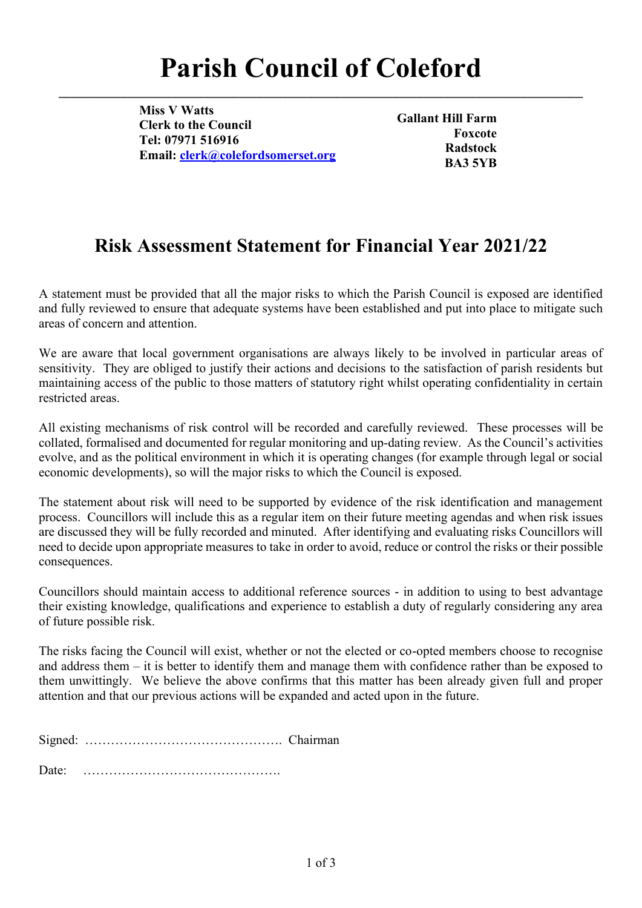# Parish Council of Coleford

**Miss V Watts**
**Clerk to the Council**
**Tel: 07971 516916**
**Email: clerk@colefordsomerset.org**

**Gallant Hill Farm**
**Foxcote**
**Radstock**
**BA3 5YB**

## Risk Assessment Statement for Financial Year 2021/22

A statement must be provided that all the major risks to which the Parish Council is exposed are identified and fully reviewed to ensure that adequate systems have been established and put into place to mitigate such areas of concern and attention.

We are aware that local government organisations are always likely to be involved in particular areas of sensitivity. They are obliged to justify their actions and decisions to the satisfaction of parish residents but maintaining access of the public to those matters of statutory right whilst operating confidentiality in certain restricted areas.

All existing mechanisms of risk control will be recorded and carefully reviewed. These processes will be collated, formalised and documented for regular monitoring and up-dating review. As the Council's activities evolve, and as the political environment in which it is operating changes (for example through legal or social economic developments), so will the major risks to which the Council is exposed.

The statement about risk will need to be supported by evidence of the risk identification and management process. Councillors will include this as a regular item on their future meeting agendas and when risk issues are discussed they will be fully recorded and minuted. After identifying and evaluating risks Councillors will need to decide upon appropriate measures to take in order to avoid, reduce or control the risks or their possible consequences.

Councillors should maintain access to additional reference sources - in addition to using to best advantage their existing knowledge, qualifications and experience to establish a duty of regularly considering any area of future possible risk.

The risks facing the Council will exist, whether or not the elected or co-opted members choose to recognise and address them – it is better to identify them and manage them with confidence rather than be exposed to them unwittingly. We believe the above confirms that this matter has been already given full and proper attention and that our previous actions will be expanded and acted upon in the future.

Signed: ………………………………………. Chairman

Date: ……………………………………….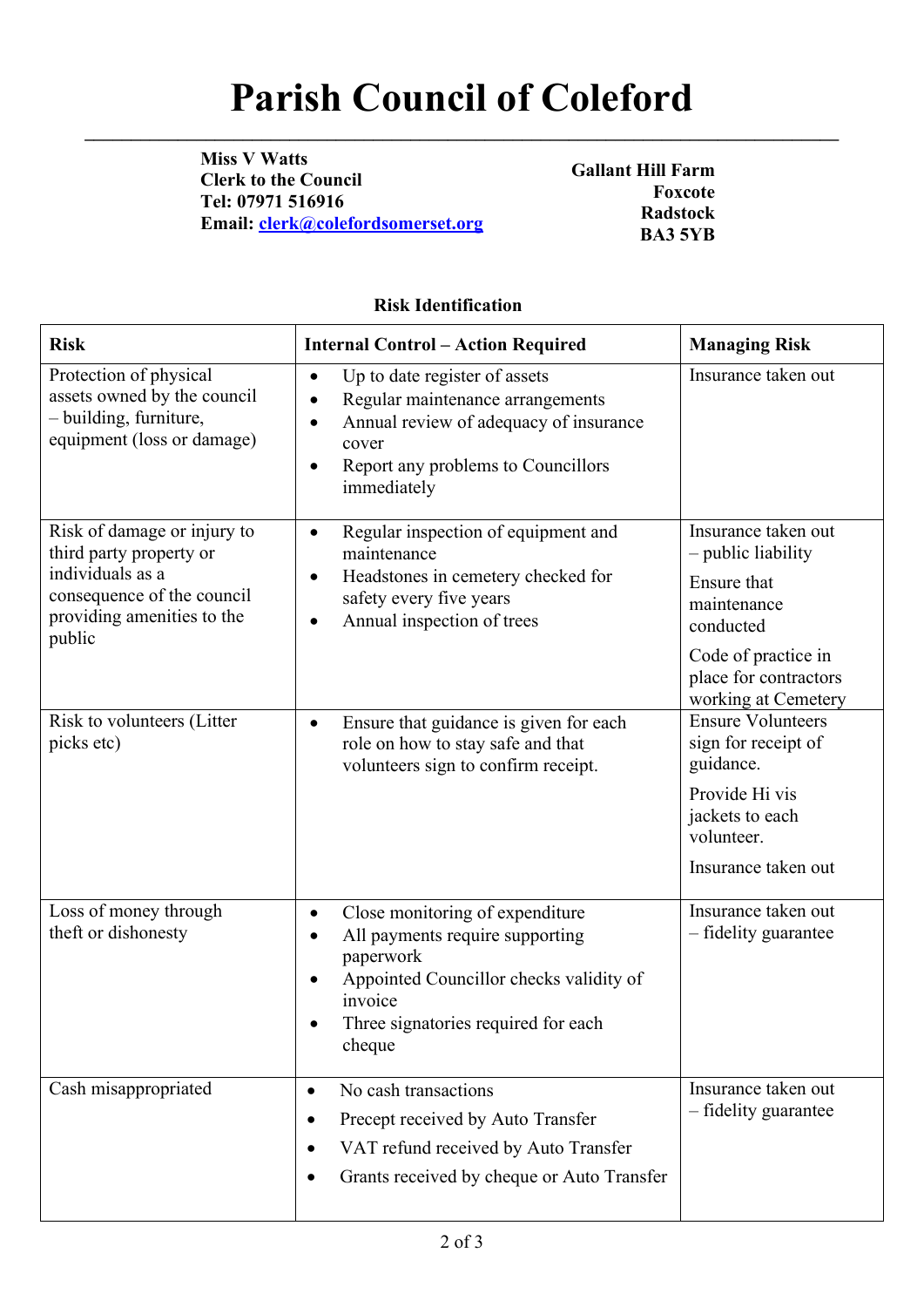# Parish Council of Coleford

**Miss V Watts**
**Clerk to the Council**
**Tel: 07971 516916**
**Email: clerk@colefordsomerset.org**

**Gallant Hill Farm**
**Foxcote**
**Radstock**
**BA3 5YB**

**Risk Identification**

| **Risk** | **Internal Control – Action Required** | **Managing Risk** |
|---|---|---|
| Protection of physical assets owned by the council – building, furniture, equipment (loss or damage) | • Up to date register of assets<br>• Regular maintenance arrangements<br>• Annual review of adequacy of insurance cover<br>• Report any problems to Councillors immediately | Insurance taken out |
| Risk of damage or injury to third party property or individuals as a consequence of the council providing amenities to the public | • Regular inspection of equipment and maintenance<br>• Headstones in cemetery checked for safety every five years<br>• Annual inspection of trees | Insurance taken out – public liability<br><br>Ensure that maintenance conducted<br><br>Code of practice in place for contractors working at Cemetery |
| Risk to volunteers (Litter picks etc) | • Ensure that guidance is given for each role on how to stay safe and that volunteers sign to confirm receipt. | Ensure Volunteers sign for receipt of guidance.<br><br>Provide Hi vis jackets to each volunteer.<br><br>Insurance taken out |
| Loss of money through theft or dishonesty | • Close monitoring of expenditure<br>• All payments require supporting paperwork<br>• Appointed Councillor checks validity of invoice<br>• Three signatories required for each cheque | Insurance taken out – fidelity guarantee |
| Cash misappropriated | • No cash transactions<br>• Precept received by Auto Transfer<br>• VAT refund received by Auto Transfer<br>• Grants received by cheque or Auto Transfer | Insurance taken out – fidelity guarantee |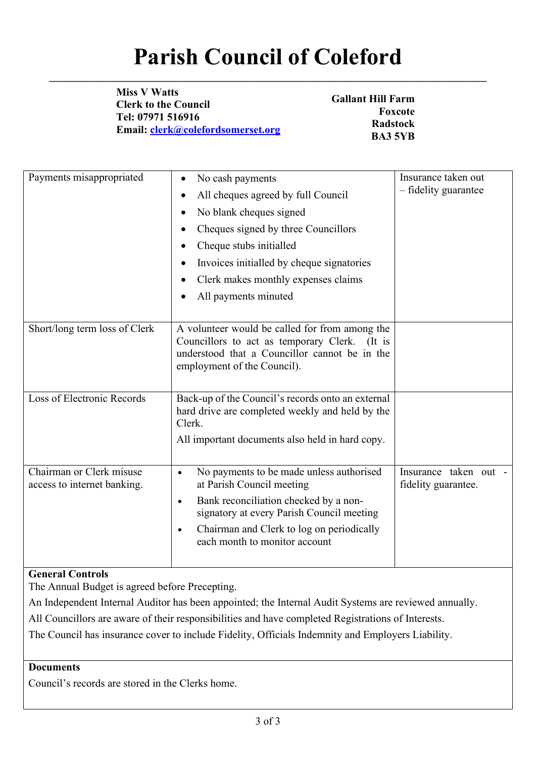# Parish Council of Coleford

**Miss V Watts**
**Clerk to the Council**
**Tel: 07971 516916**
**Email: [clerk@colefordsomerset.org](mailto:clerk@colefordsomerset.org)**

**Gallant Hill Farm**
**Foxcote**
**Radstock**
**BA3 5YB**

| | | |
|---|---|---|
| Payments misappropriated | • No cash payments<br>• All cheques agreed by full Council<br>• No blank cheques signed<br>• Cheques signed by three Councillors<br>• Cheque stubs initialled<br>• Invoices initialled by cheque signatories<br>• Clerk makes monthly expenses claims<br>• All payments minuted | Insurance taken out – fidelity guarantee |
| Short/long term loss of Clerk | A volunteer would be called for from among the Councillors to act as temporary Clerk. (It is understood that a Councillor cannot be in the employment of the Council). | |
| Loss of Electronic Records | Back-up of the Council's records onto an external hard drive are completed weekly and held by the Clerk.<br>All important documents also held in hard copy. | |
| Chairman or Clerk misuse access to internet banking. | • No payments to be made unless authorised at Parish Council meeting<br>• Bank reconciliation checked by a non-signatory at every Parish Council meeting<br>• Chairman and Clerk to log on periodically each month to monitor account | Insurance taken out - fidelity guarantee. |

**General Controls**

The Annual Budget is agreed before Precepting.

An Independent Internal Auditor has been appointed; the Internal Audit Systems are reviewed annually.

All Councillors are aware of their responsibilities and have completed Registrations of Interests.

The Council has insurance cover to include Fidelity, Officials Indemnity and Employers Liability.

**Documents**

Council's records are stored in the Clerks home.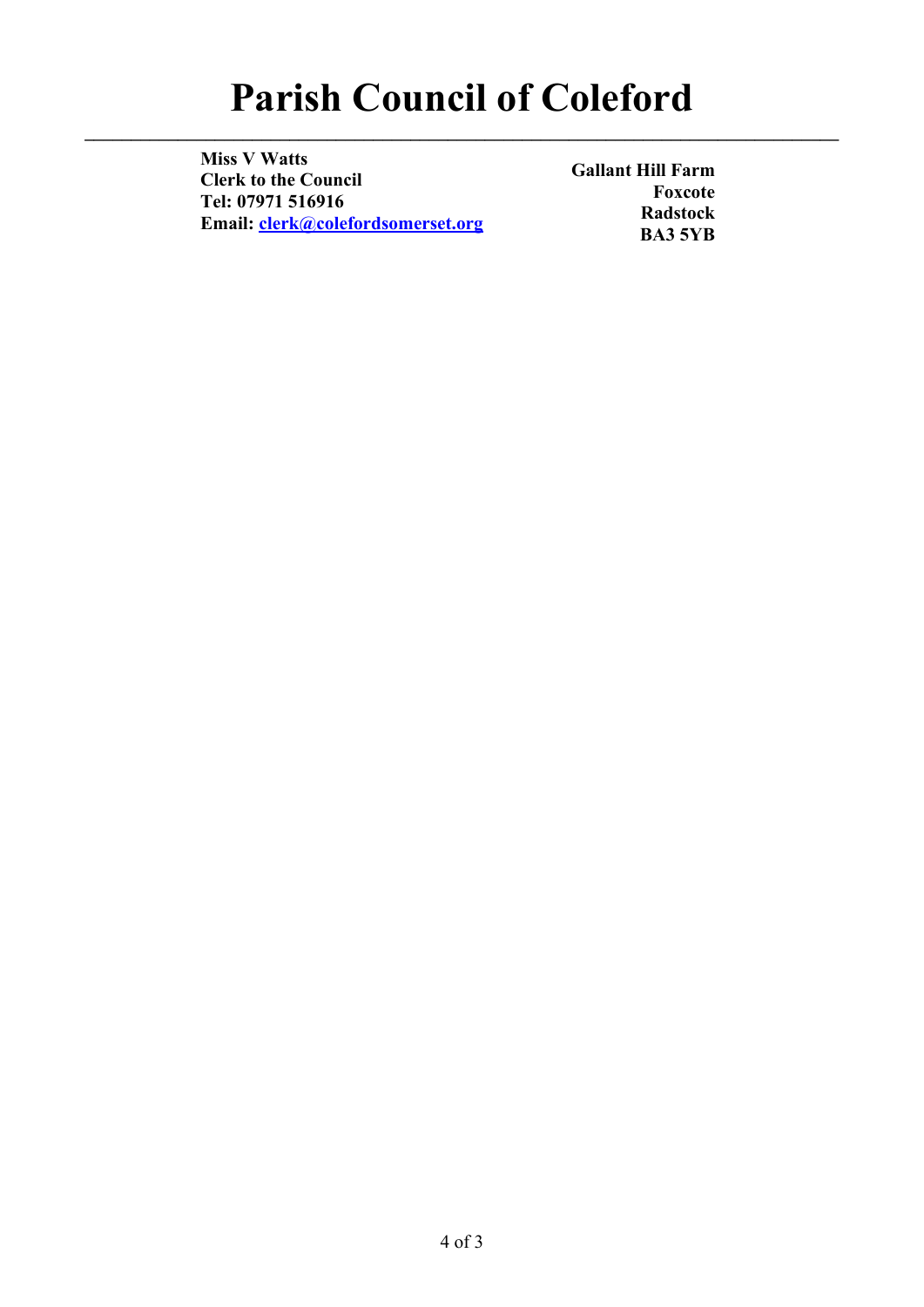# Parish Council of Coleford

**Miss V Watts**
**Clerk to the Council**
**Tel: 07971 516916**
**Email: [clerk@colefordsomerset.org](mailto:clerk@colefordsomerset.org)**

**Gallant Hill Farm**
**Foxcote**
**Radstock**
**BA3 5YB**